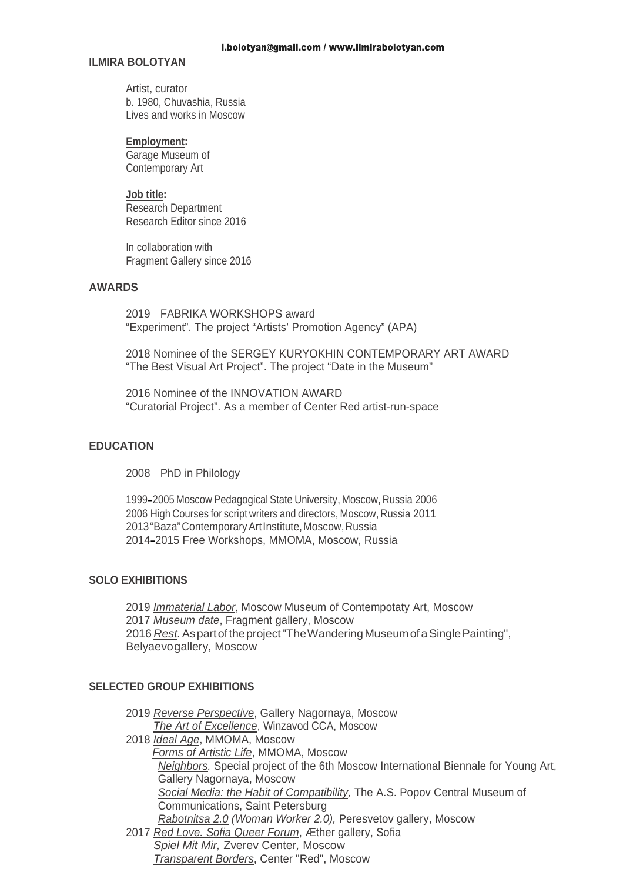i.bolotyan@gmail.com / www.ilmirabolotyan.com

# ILMIRA BOLOTYAN

Artist, curator
b. 1980, Chuvashia, Russia
Lives and works in Moscow

**Employment:**
Garage Museum of
Contemporary Art

**Job title:**
Research Department
Research Editor since 2016

In collaboration with
Fragment Gallery since 2016

## AWARDS

2019 FABRIKA WORKSHOPS award
"Experiment". The project "Artists' Promotion Agency" (APA)

2018 Nominee of the SERGEY KURYOKHIN CONTEMPORARY ART AWARD
"The Best Visual Art Project". The project "Date in the Museum"

2016 Nominee of the INNOVATION AWARD
"Curatorial Project". As a member of Center Red artist-run-space

## EDUCATION

2008 PhD in Philology

1999–2005 Moscow Pedagogical State University, Moscow, Russia 2006
2006 High Courses for script writers and directors, Moscow, Russia 2011
2013 "Baza" Contemporary Art Institute, Moscow, Russia
2014–2015 Free Workshops, MMOMA, Moscow, Russia

## SOLO EXHIBITIONS

2019 *Immaterial Labor*, Moscow Museum of Contempotaty Art, Moscow
2017 *Museum date*, Fragment gallery, Moscow
2016 *Rest*. As part of the project "The Wandering Museum of a Single Painting", Belyaevogallery, Moscow

## SELECTED GROUP EXHIBITIONS

2019 *Reverse Perspective*, Gallery Nagornaya, Moscow
*The Art of Excellence*, Winzavod CCA, Moscow
2018 *Ideal Age*, MMOMA, Moscow
*Forms of Artistic Life*, MMOMA, Moscow
*Neighbors.* Special project of the 6th Moscow International Biennale for Young Art, Gallery Nagornaya, Moscow
*Social Media: the Habit of Compatibility,* The A.S. Popov Central Museum of Communications, Saint Petersburg
*Rabotnitsa 2.0 (Woman Worker 2.0),* Peresvetov gallery, Moscow
2017 *Red Love. Sofia Queer Forum*, Æther gallery, Sofia
*Spiel Mit Mir,* Zverev Center*,* Moscow
*Transparent Borders*, Center "Red", Moscow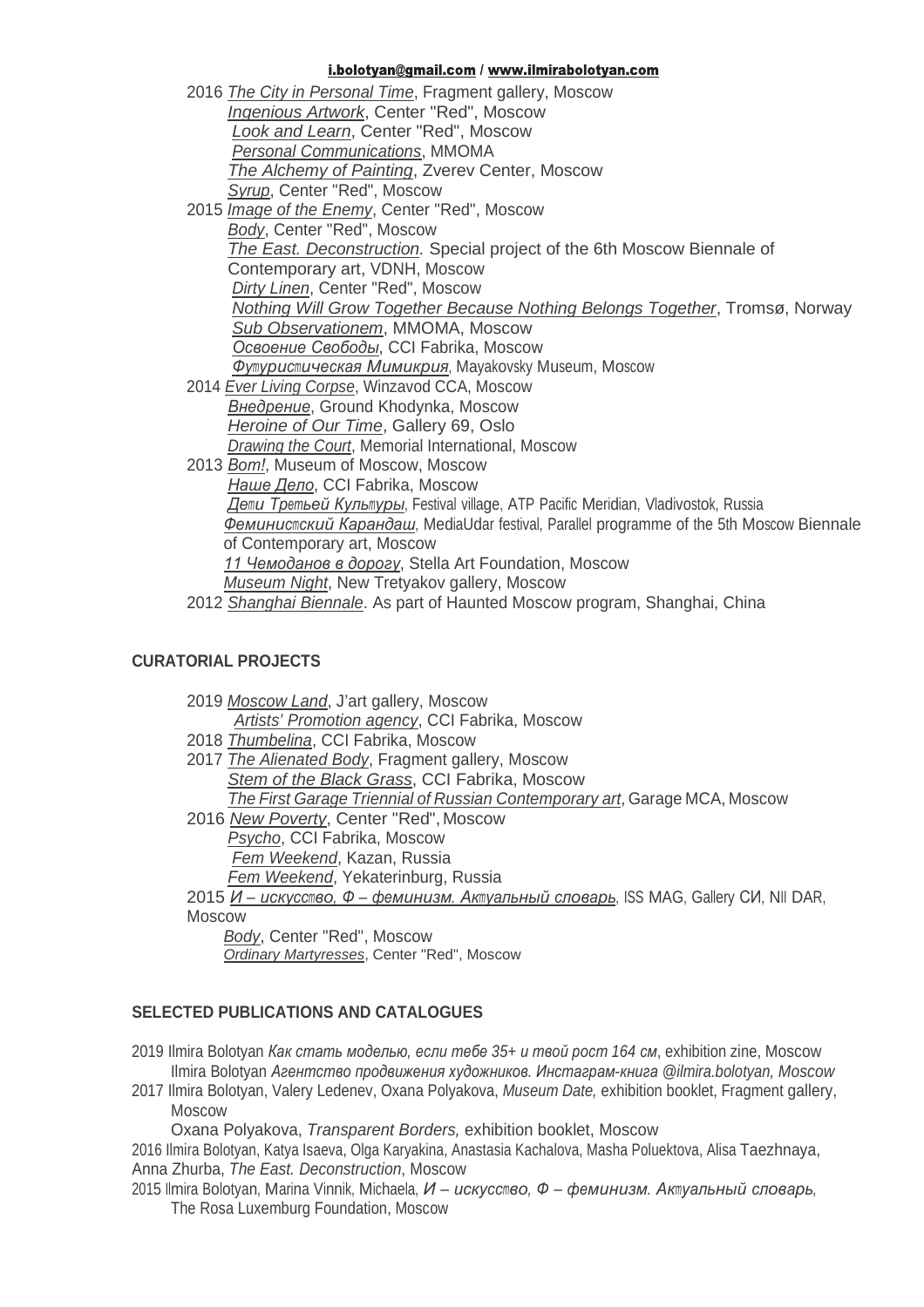2016 *The City in Personal Time*, Fragment gallery, Moscow
*Ingenious Artwork*, Center "Red", Moscow
*Look and Learn*, Center "Red", Moscow
*Personal Communications*, MMOMA
*The Alchemy of Painting*, Zverev Center, Moscow
*Syrup*, Center "Red", Moscow

2015 *Image of the Enemy*, Center "Red", Moscow
*Body*, Center "Red", Moscow
*The East. Deconstruction.* Special project of the 6th Moscow Biennale of Contemporary art, VDNH, Moscow
*Dirty Linen*, Center "Red", Moscow
*Nothing Will Grow Together Because Nothing Belongs Together*, Tromsø, Norway
*Sub Observationem*, MMOMA, Moscow
*Освоение Свободы*, CCI Fabrika, Moscow
*Футуристическая Мимикрия*, Mayakovsky Museum, Moscow

2014 *Ever Living Corpse*, Winzavod CCA, Moscow
*Внедрение*, Ground Khodynka, Moscow
*Heroine of Our Time*, Gallery 69, Oslo
*Drawing the Court*, Memorial International, Moscow

2013 *Bom!*, Museum of Moscow, Moscow
*Наше Дело*, CCI Fabrika, Moscow
*Дети Третьей Культуры*, Festival village, ATP Pacific Meridian, Vladivostok, Russia
*Феминистский Карандаш*, MediaUdar festival, Parallel programme of the 5th Moscow Biennale of Contemporary art, Moscow
*11 Чемоданов в дорогу*, Stella Art Foundation, Moscow
*Museum Night*, New Tretyakov gallery, Moscow

2012 *Shanghai Biennale*. As part of Haunted Moscow program, Shanghai, China

## CURATORIAL PROJECTS

2019 *Moscow Land*, J'art gallery, Moscow
*Artists' Promotion agency*, CCI Fabrika, Moscow

2018 *Thumbelina*, CCI Fabrika, Moscow

2017 *The Alienated Body*, Fragment gallery, Moscow
*Stem of the Black Grass*, CCI Fabrika, Moscow
*The First Garage Triennial of Russian Contemporary art*, Garage MCA, Moscow

2016 *New Poverty*, Center "Red", Moscow
*Psycho*, CCI Fabrika, Moscow
*Fem Weekend*, Kazan, Russia
*Fem Weekend*, Yekaterinburg, Russia

2015 *И – искусство, Ф – феминизм. Актуальный словарь*, ISS MAG, Gallery СИ, NII DAR, Moscow
*Body*, Center "Red", Moscow
*Ordinary Martyresses*, Center "Red", Moscow

## SELECTED PUBLICATIONS AND CATALOGUES

2019 Ilmira Bolotyan *Как стать моделью, если тебе 35+ и твой рост 164 см*, exhibition zine, Moscow
Ilmira Bolotyan *Агентство продвижения художников. Инстаграм-книга @ilmira.bolotyan, Moscow*

2017 Ilmira Bolotyan, Valery Ledenev, Oxana Polyakova, *Museum Date,* exhibition booklet, Fragment gallery, Moscow
Oxana Polyakova, *Transparent Borders,* exhibition booklet, Moscow

2016 Ilmira Bolotyan, Katya Isaeva, Olga Karyakina, Anastasia Kachalova, Masha Poluektova, Alisa Taezhnaya, Anna Zhurba, *The East. Deconstruction*, Moscow

2015 Ilmira Bolotyan, Marina Vinnik, Michaela, *И – искусство, Ф – феминизм. Актуальный словарь,* The Rosa Luxemburg Foundation, Moscow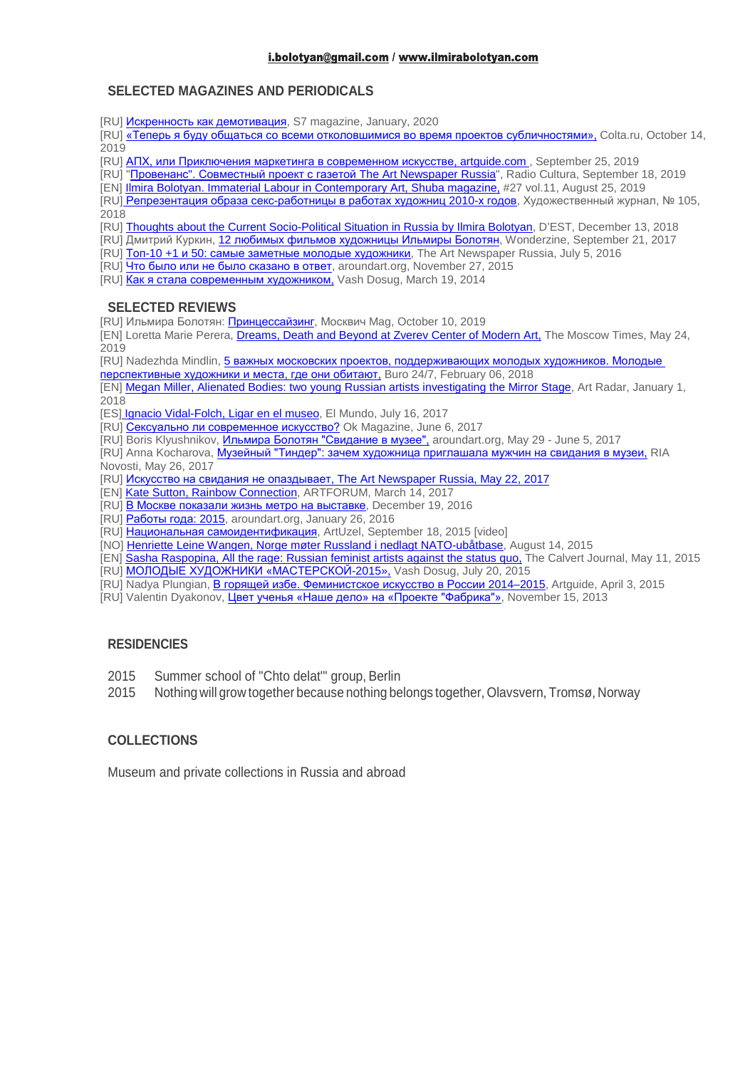**i.bolotyan@gmail.com** / **www.ilmirabolotyan.com**

## SELECTED MAGAZINES AND PERIODICALS

[RU] Искренность как демотивация, S7 magazine, January, 2020
[RU] «Теперь я буду общаться со всеми отколовшимися во время проектов субличностями», Colta.ru, October 14, 2019
[RU] АПХ, или Приключения маркетинга в современном искусстве, artguide.com , September 25, 2019
[RU] "Провенанс". Совместный проект с газетой The Art Newspaper Russia", Radio Cultura, September 18, 2019
[EN] Ilmira Bolotyan. Immaterial Labour in Contemporary Art, Shuba magazine, #27 vol.11, August 25, 2019
[RU] Репрезентация образа секс-работницы в работах художниц 2010-х годов, Художественный журнал, № 105, 2018
[RU] Thoughts about the Current Socio-Political Situation in Russia by Ilmira Bolotyan, D'EST, December 13, 2018
[RU] Дмитрий Куркин, 12 любимых фильмов художницы Ильмиры Болотян, Wonderzine, September 21, 2017
[RU] Топ-10 +1 и 50: самые заметные молодые художники, The Art Newspaper Russia, July 5, 2016
[RU] Что было или не было сказано в ответ, aroundart.org, November 27, 2015
[RU] Как я стала современным художником, Vash Dosug, March 19, 2014

## SELECTED REVIEWS

[RU] Ильмира Болотян: Принцессайзинг, Москвич Mag, October 10, 2019
[EN] Loretta Marie Perera, Dreams, Death and Beyond at Zverev Center of Modern Art, The Moscow Times, May 24, 2019
[RU] Nadezhda Mindlin, 5 важных московских проектов, поддерживающих молодых художников. Молодые перспективные художники и места, где они обитают, Buro 24/7, February 06, 2018
[EN] Megan Miller, Alienated Bodies: two young Russian artists investigating the Mirror Stage, Art Radar, January 1, 2018
[ES] Ignacio Vidal-Folch, Ligar en el museo, El Mundo, July 16, 2017
[RU] Сексуально ли современное искусство? Ok Magazine, June 6, 2017
[RU] Boris Klyushnikov, Ильмира Болотян "Свидание в музее", aroundart.org, May 29 - June 5, 2017
[RU] Anna Kocharova, Музейный "Тиндер": зачем художница приглашала мужчин на свидания в музеи, RIA Novosti, May 26, 2017
[RU] Искусство на свидания не опаздывает, The Art Newspaper Russia, May 22, 2017
[EN] Kate Sutton, Rainbow Connection, ARTFORUM, March 14, 2017
[RU] В Москве показали жизнь метро на выставке, December 19, 2016
[RU] Работы года: 2015, aroundart.org, January 26, 2016
[RU] Национальная самоидентификация, ArtUzel, September 18, 2015 [video]
[NO] Henriette Leine Wangen, Norge møter Russland i nedlagt NATO-ubåtbase, August 14, 2015
[EN] Sasha Raspopina, All the rage: Russian feminist artists against the status quo, The Calvert Journal, May 11, 2015
[RU] МОЛОДЫЕ ХУДОЖНИКИ «МАСТЕРСКОЙ-2015», Vash Dosug, July 20, 2015
[RU] Nadya Plungian, В горящей избе. Феминистское искусство в России 2014–2015, Artguide, April 3, 2015
[RU] Valentin Dyakonov, Цвет ученья «Наше дело» на «Проекте "Фабрика"», November 15, 2013

## RESIDENCIES

2015 Summer school of "Chto delat'" group, Berlin
2015 Nothing will grow together because nothing belongs together, Olavsvern, Tromsø, Norway

## COLLECTIONS

Museum and private collections in Russia and abroad